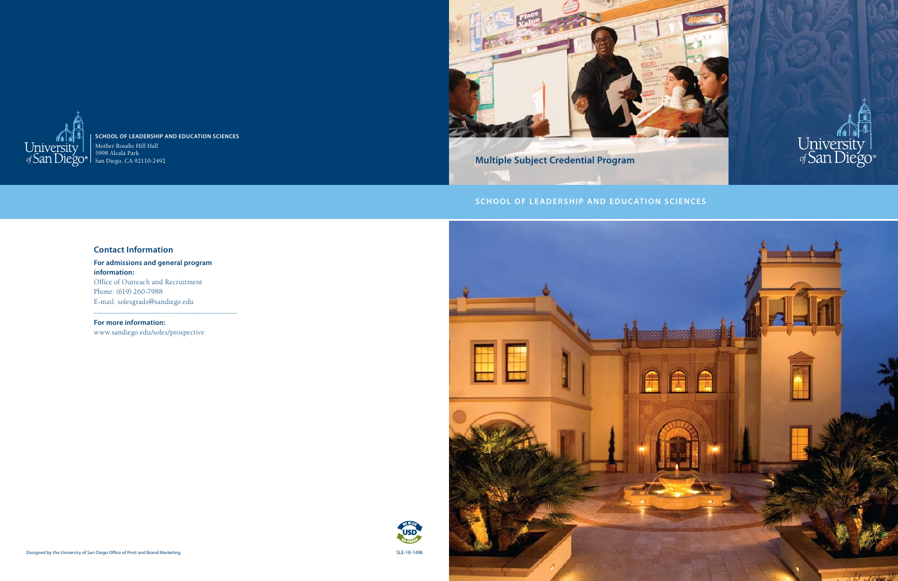University of San Diego

**SCHOOL OF LEADERSHIP AND EDUCATION SCIENCES**

Mother Rosalie Hill Hall
5998 Alcalá Park
San Diego, CA 92110-2492

# Multiple Subject Credential Program

University of San Diego

**SCHOOL OF LEADERSHIP AND EDUCATION SCIENCES**

## Contact Information

**For admissions and general program information:**

Office of Outreach and Recruitment
Phone: (619) 260-7988
E-mail: solesgrads@sandiego.edu

**For more information:**

www.sandiego.edu/soles/prospective

Designed by the University of San Diego Office of Print and Brand Marketing

SLE-10-1496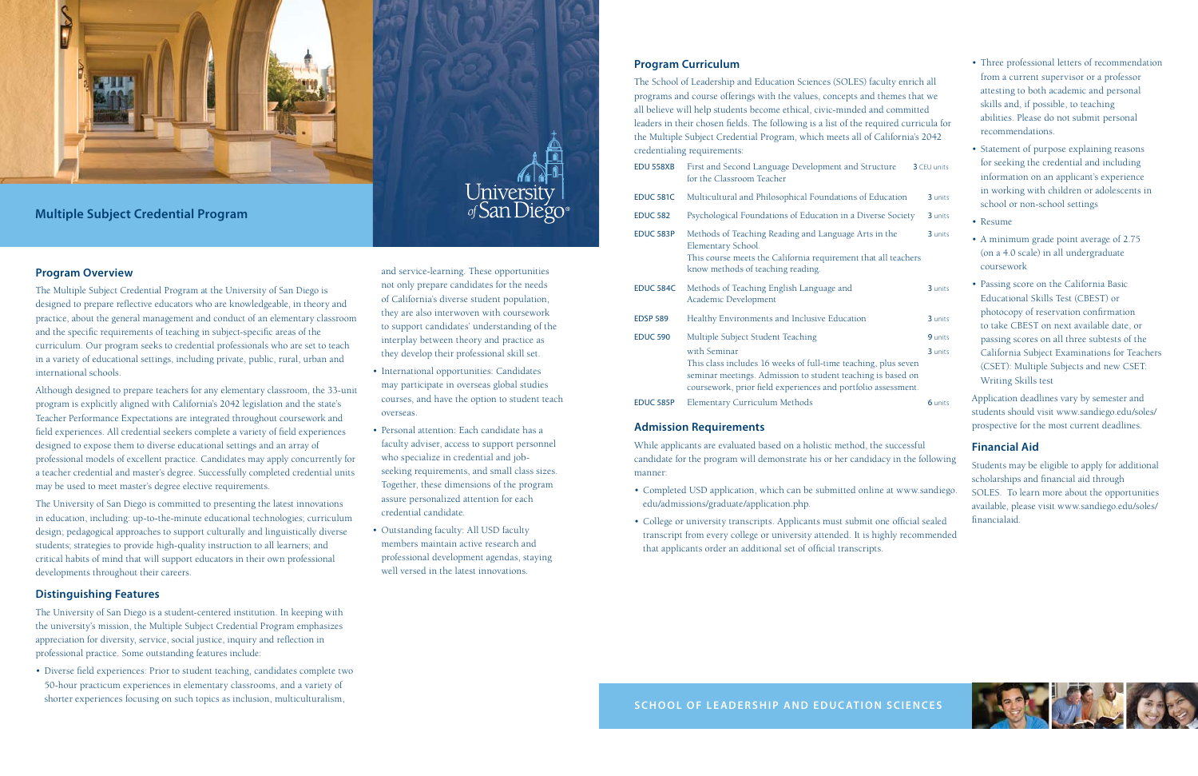# Multiple Subject Credential Program

University of San Diego

## Program Overview

The Multiple Subject Credential Program at the University of San Diego is designed to prepare reflective educators who are knowledgeable, in theory and practice, about the general management and conduct of an elementary classroom and the specific requirements of teaching in subject-specific areas of the curriculum. Our program seeks to credential professionals who are set to teach in a variety of educational settings, including private, public, rural, urban and international schools.

Although designed to prepare teachers for any elementary classroom, the 33-unit program is explicitly aligned with California's 2042 legislation and the state's Teacher Performance Expectations are integrated throughout coursework and field experiences. All credential seekers complete a variety of field experiences designed to expose them to diverse educational settings and an array of professional models of excellent practice. Candidates may apply concurrently for a teacher credential and master's degree. Successfully completed credential units may be used to meet master's degree elective requirements.

The University of San Diego is committed to presenting the latest innovations in education, including: up-to-the-minute educational technologies; curriculum design; pedagogical approaches to support culturally and linguistically diverse students; strategies to provide high-quality instruction to all learners; and critical habits of mind that will support educators in their own professional developments throughout their careers.

## Distinguishing Features

The University of San Diego is a student-centered institution. In keeping with the university's mission, the Multiple Subject Credential Program emphasizes appreciation for diversity, service, social justice, inquiry and reflection in professional practice. Some outstanding features include:

- Diverse field experiences: Prior to student teaching, candidates complete two 50-hour practicum experiences in elementary classrooms, and a variety of shorter experiences focusing on such topics as inclusion, multiculturalism, and service-learning. These opportunities not only prepare candidates for the needs of California's diverse student population, they are also interwoven with coursework to support candidates' understanding of the interplay between theory and practice as they develop their professional skill set.
- International opportunities: Candidates may participate in overseas global studies courses, and have the option to student teach overseas.
- Personal attention: Each candidate has a faculty adviser, access to support personnel who specialize in credential and job-seeking requirements, and small class sizes. Together, these dimensions of the program assure personalized attention for each credential candidate.
- Outstanding faculty: All USD faculty members maintain active research and professional development agendas, staying well versed in the latest innovations.

## Program Curriculum

The School of Leadership and Education Sciences (SOLES) faculty enrich all programs and course offerings with the values, concepts and themes that we all believe will help students become ethical, civic-minded and committed leaders in their chosen fields. The following is a list of the required curricula for the Multiple Subject Credential Program, which meets all of California's 2042 credentialing requirements:

| | | |
|---|---|---|
| EDU 558XB | First and Second Language Development and Structure for the Classroom Teacher | 3 CEU units |
| EDUC 581C | Multicultural and Philosophical Foundations of Education | 3 units |
| EDUC 582 | Psychological Foundations of Education in a Diverse Society | 3 units |
| EDUC 583P | Methods of Teaching Reading and Language Arts in the Elementary School. This course meets the California requirement that all teachers know methods of teaching reading. | 3 units |
| EDUC 584C | Methods of Teaching English Language and Academic Development | 3 units |
| EDSP 589 | Healthy Environments and Inclusive Education | 3 units |
| EDUC 590 | Multiple Subject Student Teaching | 9 units |
| | with Seminar. This class includes 16 weeks of full-time teaching, plus seven seminar meetings. Admission to student teaching is based on coursework, prior field experiences and portfolio assessment. | 3 units |
| EDUC 585P | Elementary Curriculum Methods | 6 units |

## Admission Requirements

While applicants are evaluated based on a holistic method, the successful candidate for the program will demonstrate his or her candidacy in the following manner:

- Completed USD application, which can be submitted online at www.sandiego.edu/admissions/graduate/application.php.
- College or university transcripts. Applicants must submit one official sealed transcript from every college or university attended. It is highly recommended that applicants order an additional set of official transcripts.
- Three professional letters of recommendation from a current supervisor or a professor attesting to both academic and personal skills and, if possible, to teaching abilities. Please do not submit personal recommendations.
- Statement of purpose explaining reasons for seeking the credential and including information on an applicant's experience in working with children or adolescents in school or non-school settings
- Resume
- A minimum grade point average of 2.75 (on a 4.0 scale) in all undergraduate coursework
- Passing score on the California Basic Educational Skills Test (CBEST) or photocopy of reservation confirmation to take CBEST on next available date, or passing scores on all three subtests of the California Subject Examinations for Teachers (CSET): Multiple Subjects and new CSET: Writing Skills test

Application deadlines vary by semester and students should visit www.sandiego.edu/soles/prospective for the most current deadlines.

## Financial Aid

Students may be eligible to apply for additional scholarships and financial aid through SOLES. To learn more about the opportunities available, please visit www.sandiego.edu/soles/financialaid.

SCHOOL OF LEADERSHIP AND EDUCATION SCIENCES